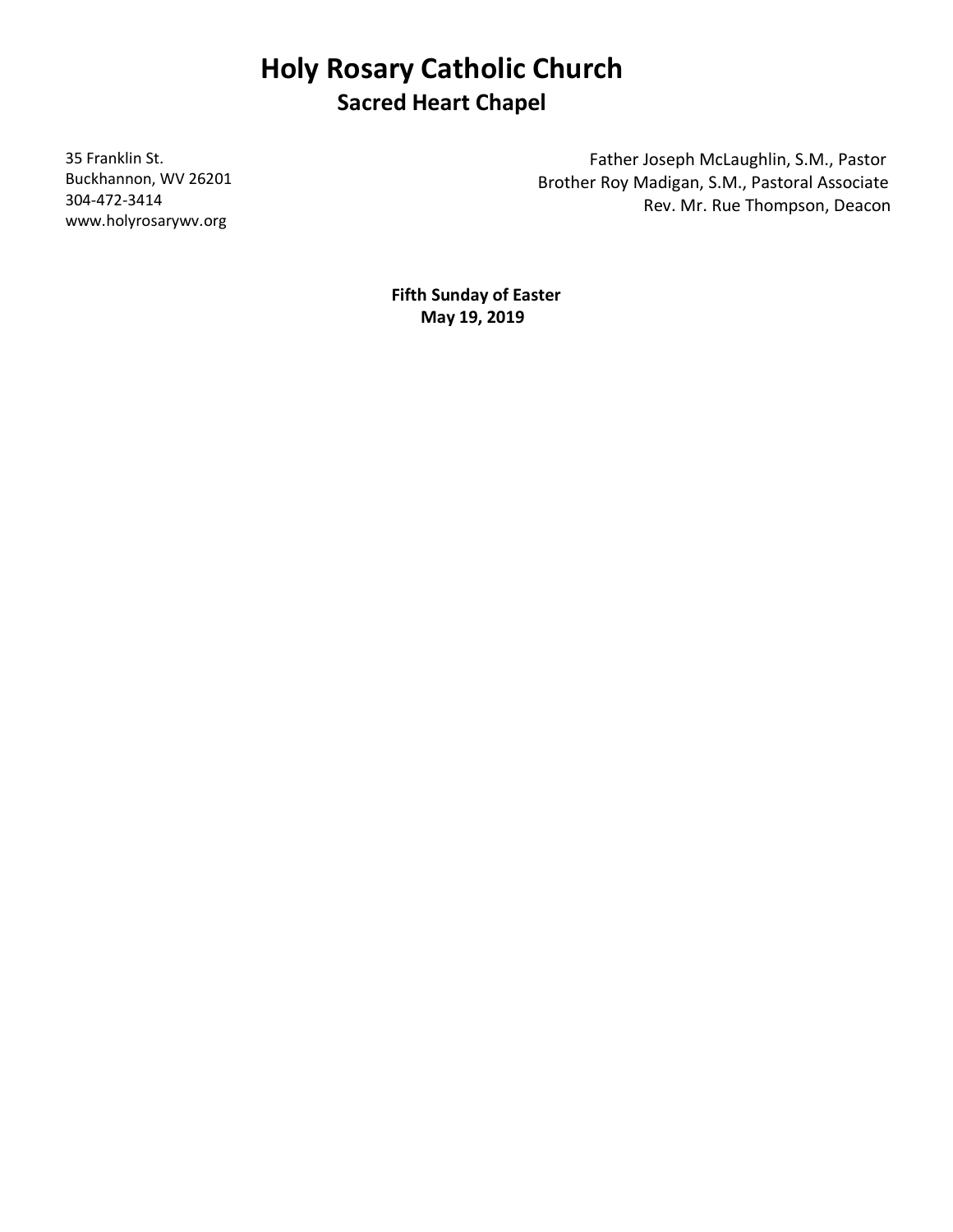# Holy Rosary Catholic Church

## Sacred Heart Chapel

35 Franklin St.
Buckhannon, WV 26201
304-472-3414
www.holyrosarywv.org

Father Joseph McLaughlin, S.M., Pastor
Brother Roy Madigan, S.M., Pastoral Associate
Rev. Mr. Rue Thompson, Deacon

**Fifth Sunday of Easter**
**May 19, 2019**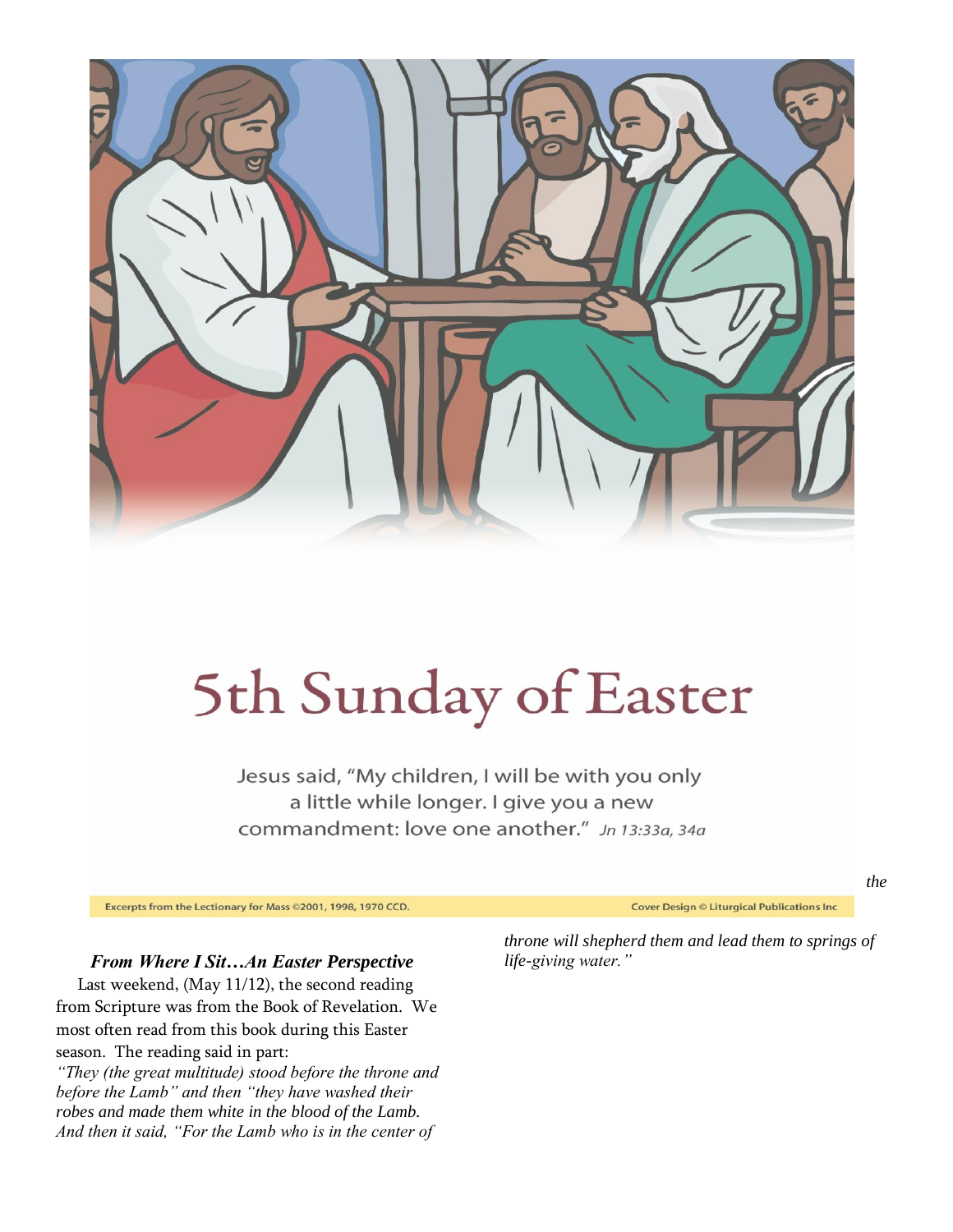# 5th Sunday of Easter

Jesus said, "My children, I will be with you only a little while longer. I give you a new commandment: love one another." *Jn 13:33a, 34a*

Excerpts from the Lectionary for Mass ©2001, 1998, 1970 CCD.

Cover Design © Liturgical Publications Inc

***From Where I Sit…An Easter Perspective***

Last weekend, (May 11/12), the second reading from Scripture was from the Book of Revelation. We most often read from this book during this Easter season. The reading said in part:

*"They (the great multitude) stood before the throne and before the Lamb" and then "they have washed their robes and made them white in the blood of the Lamb. And then it said, "For the Lamb who is in the center of the throne will shepherd them and lead them to springs of life-giving water."*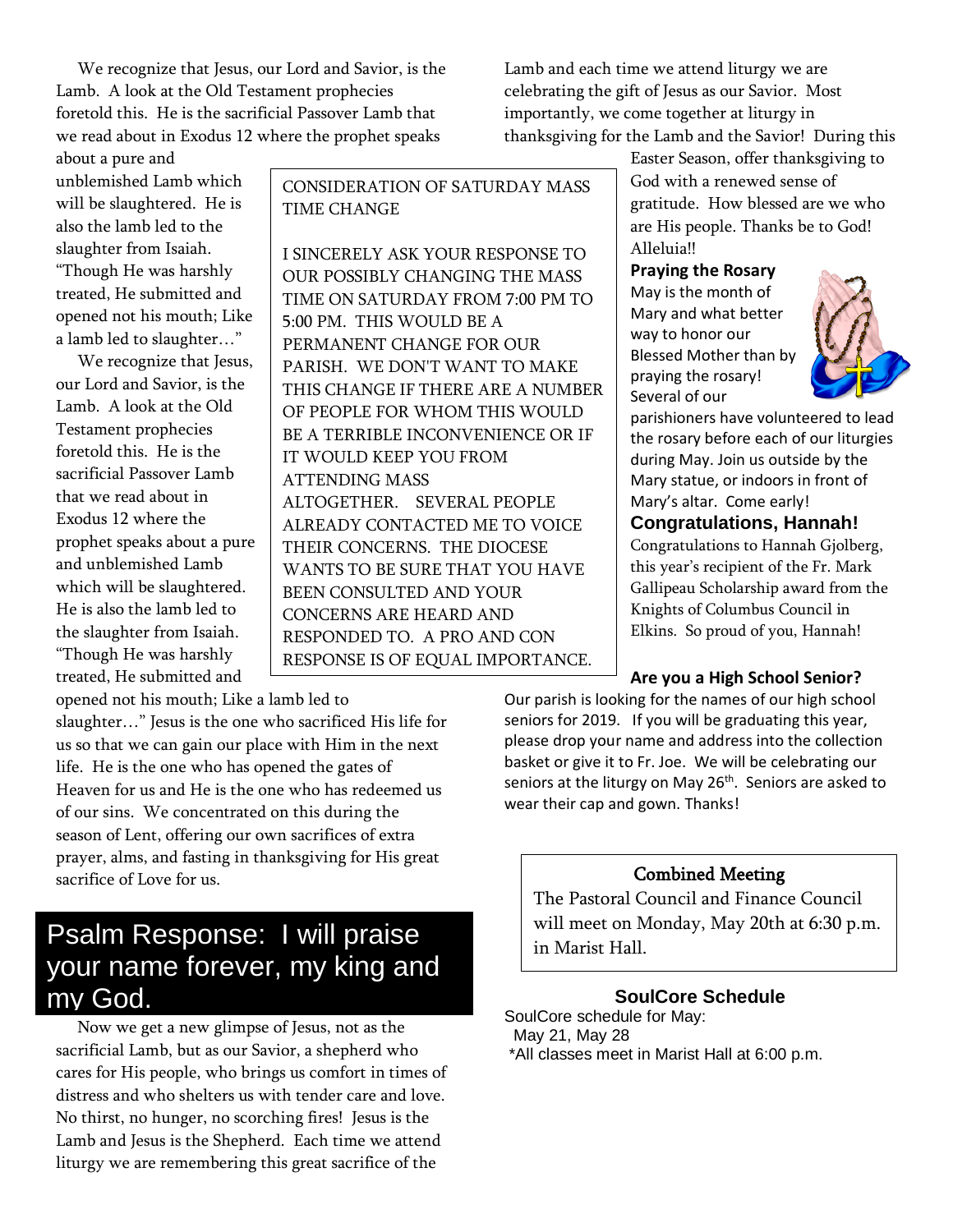We recognize that Jesus, our Lord and Savior, is the Lamb. A look at the Old Testament prophecies foretold this. He is the sacrificial Passover Lamb that we read about in Exodus 12 where the prophet speaks about a pure and unblemished Lamb which will be slaughtered. He is also the lamb led to the slaughter from Isaiah. "Though He was harshly treated, He submitted and opened not his mouth; Like a lamb led to slaughter…"

We recognize that Jesus, our Lord and Savior, is the Lamb. A look at the Old Testament prophecies foretold this. He is the sacrificial Passover Lamb that we read about in Exodus 12 where the prophet speaks about a pure and unblemished Lamb which will be slaughtered. He is also the lamb led to the slaughter from Isaiah. "Though He was harshly treated, He submitted and opened not his mouth; Like a lamb led to slaughter…" Jesus is the one who sacrificed His life for us so that we can gain our place with Him in the next life. He is the one who has opened the gates of Heaven for us and He is the one who has redeemed us of our sins. We concentrated on this during the season of Lent, offering our own sacrifices of extra prayer, alms, and fasting in thanksgiving for His great sacrifice of Love for us.

## Psalm Response: I will praise your name forever, my king and my God.

Now we get a new glimpse of Jesus, not as the sacrificial Lamb, but as our Savior, a shepherd who cares for His people, who brings us comfort in times of distress and who shelters us with tender care and love. No thirst, no hunger, no scorching fires! Jesus is the Lamb and Jesus is the Shepherd. Each time we attend liturgy we are remembering this great sacrifice of the Lamb and each time we attend liturgy we are celebrating the gift of Jesus as our Savior. Most importantly, we come together at liturgy in thanksgiving for the Lamb and the Savior! During this Easter Season, offer thanksgiving to God with a renewed sense of gratitude. How blessed are we who are His people. Thanks be to God! Alleluia!!

CONSIDERATION OF SATURDAY MASS TIME CHANGE

I SINCERELY ASK YOUR RESPONSE TO OUR POSSIBLY CHANGING THE MASS TIME ON SATURDAY FROM 7:00 PM TO 5:00 PM. THIS WOULD BE A PERMANENT CHANGE FOR OUR PARISH. WE DON'T WANT TO MAKE THIS CHANGE IF THERE ARE A NUMBER OF PEOPLE FOR WHOM THIS WOULD BE A TERRIBLE INCONVENIENCE OR IF IT WOULD KEEP YOU FROM ATTENDING MASS ALTOGETHER. SEVERAL PEOPLE ALREADY CONTACTED ME TO VOICE THEIR CONCERNS. THE DIOCESE WANTS TO BE SURE THAT YOU HAVE BEEN CONSULTED AND YOUR CONCERNS ARE HEARD AND RESPONDED TO. A PRO AND CON RESPONSE IS OF EQUAL IMPORTANCE.

**Praying the Rosary**

May is the month of Mary and what better way to honor our Blessed Mother than by praying the rosary! Several of our parishioners have volunteered to lead the rosary before each of our liturgies during May. Join us outside by the Mary statue, or indoors in front of Mary's altar. Come early!

**Congratulations, Hannah!**

Congratulations to Hannah Gjolberg, this year's recipient of the Fr. Mark Gallipeau Scholarship award from the Knights of Columbus Council in Elkins. So proud of you, Hannah!

**Are you a High School Senior?**

Our parish is looking for the names of our high school seniors for 2019. If you will be graduating this year, please drop your name and address into the collection basket or give it to Fr. Joe. We will be celebrating our seniors at the liturgy on May 26th. Seniors are asked to wear their cap and gown. Thanks!

**Combined Meeting**

The Pastoral Council and Finance Council will meet on Monday, May 20th at 6:30 p.m. in Marist Hall.

**SoulCore Schedule**

SoulCore schedule for May:
May 21, May 28
*All classes meet in Marist Hall at 6:00 p.m.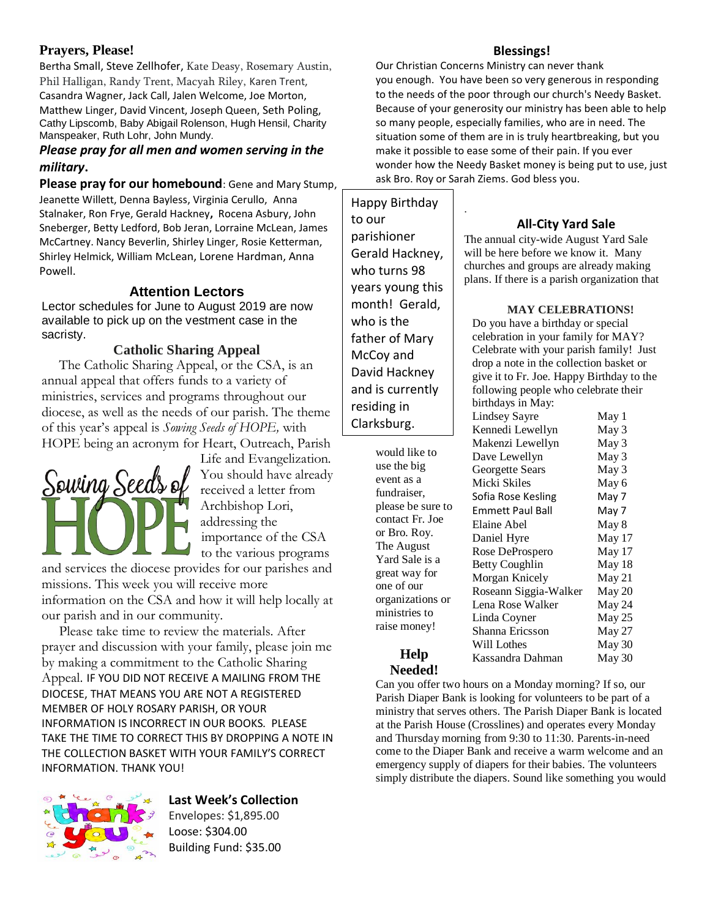## Prayers, Please!

Bertha Small, Steve Zellhofer, Kate Deasy, Rosemary Austin, Phil Halligan, Randy Trent, Macyah Riley, Karen Trent, Casandra Wagner, Jack Call, Jalen Welcome, Joe Morton, Matthew Linger, David Vincent, Joseph Queen, Seth Poling, Cathy Lipscomb, Baby Abigail Rolenson, Hugh Hensil, Charity Manspeaker, Ruth Lohr, John Mundy.

***Please pray for all men and women serving in the military.***

**Please pray for our homebound**: Gene and Mary Stump, Jeanette Willett, Denna Bayless, Virginia Cerullo, Anna Stalnaker, Ron Frye, Gerald Hackney, Rocena Asbury, John Sneberger, Betty Ledford, Bob Jeran, Lorraine McLean, James McCartney. Nancy Beverlin, Shirley Linger, Rosie Ketterman, Shirley Helmick, William McLean, Lorene Hardman, Anna Powell.

## Attention Lectors

Lector schedules for June to August 2019 are now available to pick up on the vestment case in the sacristy.

## Catholic Sharing Appeal

The Catholic Sharing Appeal, or the CSA, is an annual appeal that offers funds to a variety of ministries, services and programs throughout our diocese, as well as the needs of our parish. The theme of this year's appeal is *Sowing Seeds of HOPE,* with HOPE being an acronym for Heart, Outreach, Parish Life and Evangelization.

Sowing Seeds of HOPE

You should have already received a letter from Archbishop Lori, addressing the importance of the CSA to the various programs and services the diocese provides for our parishes and missions. This week you will receive more information on the CSA and how it will help locally at our parish and in our community.

Please take time to review the materials. After prayer and discussion with your family, please join me by making a commitment to the Catholic Sharing Appeal. IF YOU DID NOT RECEIVE A MAILING FROM THE DIOCESE, THAT MEANS YOU ARE NOT A REGISTERED MEMBER OF HOLY ROSARY PARISH, OR YOUR INFORMATION IS INCORRECT IN OUR BOOKS. PLEASE TAKE THE TIME TO CORRECT THIS BY DROPPING A NOTE IN THE COLLECTION BASKET WITH YOUR FAMILY'S CORRECT INFORMATION. THANK YOU!

thank you

## Last Week's Collection

Envelopes: $1,895.00
Loose: $304.00
Building Fund: $35.00

## Blessings!

Our Christian Concerns Ministry can never thank you enough. You have been so very generous in responding to the needs of the poor through our church's Needy Basket. Because of your generosity our ministry has been able to help so many people, especially families, who are in need. The situation some of them are in is truly heartbreaking, but you make it possible to ease some of their pain. If you ever wonder how the Needy Basket money is being put to use, just ask Bro. Roy or Sarah Ziems. God bless you.

Happy Birthday to our parishioner Gerald Hackney, who turns 98 years young this month! Gerald, who is the father of Mary McCoy and David Hackney and is currently residing in Clarksburg.

## All-City Yard Sale

The annual city-wide August Yard Sale will be here before we know it. Many churches and groups are already making plans. If there is a parish organization that would like to use the big event as a fundraiser, please be sure to contact Fr. Joe or Bro. Roy. The August Yard Sale is a great way for one of our organizations or ministries to raise money!

## MAY CELEBRATIONS!

Do you have a birthday or special celebration in your family for MAY? Celebrate with your parish family! Just drop a note in the collection basket or give it to Fr. Joe. Happy Birthday to the following people who celebrate their birthdays in May:

| | |
|---|---|
| Lindsey Sayre | May 1 |
| Kennedi Lewellyn | May 3 |
| Makenzi Lewellyn | May 3 |
| Dave Lewellyn | May 3 |
| Georgette Sears | May 3 |
| Micki Skiles | May 6 |
| Sofia Rose Kesling | May 7 |
| Emmett Paul Ball | May 7 |
| Elaine Abel | May 8 |
| Daniel Hyre | May 17 |
| Rose DeProspero | May 17 |
| Betty Coughlin | May 18 |
| Morgan Knicely | May 21 |
| Roseann Siggia-Walker | May 20 |
| Lena Rose Walker | May 24 |
| Linda Coyner | May 25 |
| Shanna Ericsson | May 27 |
| Will Lothes | May 30 |
| Kassandra Dahman | May 30 |

## Help Needed!

Can you offer two hours on a Monday morning? If so, our Parish Diaper Bank is looking for volunteers to be part of a ministry that serves others. The Parish Diaper Bank is located at the Parish House (Crosslines) and operates every Monday and Thursday morning from 9:30 to 11:30. Parents-in-need come to the Diaper Bank and receive a warm welcome and an emergency supply of diapers for their babies. The volunteers simply distribute the diapers. Sound like something you would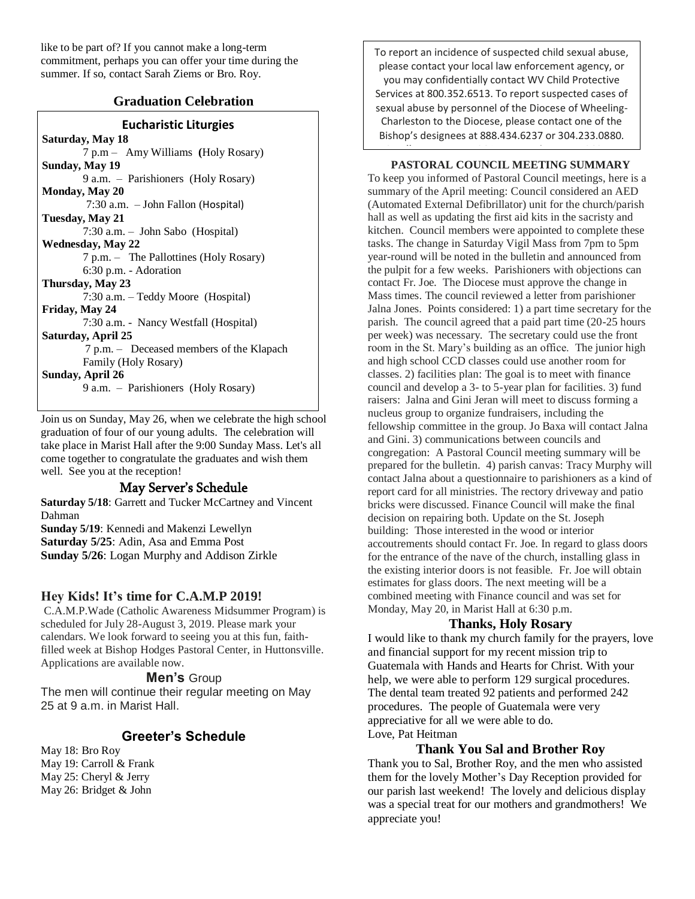like to be part of? If you cannot make a long-term commitment, perhaps you can offer your time during the summer. If so, contact Sarah Ziems or Bro. Roy.

## Graduation Celebration

### Eucharistic Liturgies

**Saturday, May 18**
7 p.m – Amy Williams **(**Holy Rosary)

**Sunday, May 19**
9 a.m. – Parishioners (Holy Rosary)

**Monday, May 20**
7:30 a.m. – John Fallon (Hospital)

**Tuesday, May 21**
7:30 a.m. – John Sabo (Hospital)

**Wednesday, May 22**
7 p.m. – The Pallottines (Holy Rosary)
6:30 p.m. - Adoration

**Thursday, May 23**
7:30 a.m. – Teddy Moore (Hospital)

**Friday, May 24**
7:30 a.m. - Nancy Westfall (Hospital)

**Saturday, April 25**
7 p.m. – Deceased members of the Klapach Family (Holy Rosary)

**Sunday, April 26**
9 a.m. – Parishioners (Holy Rosary)

Join us on Sunday, May 26, when we celebrate the high school graduation of four of our young adults. The celebration will take place in Marist Hall after the 9:00 Sunday Mass. Let's all come together to congratulate the graduates and wish them well. See you at the reception!

## May Server's Schedule

**Saturday 5/18**: Garrett and Tucker McCartney and Vincent Dahman
**Sunday 5/19**: Kennedi and Makenzi Lewellyn
**Saturday 5/25**: Adin, Asa and Emma Post
**Sunday 5/26**: Logan Murphy and Addison Zirkle

## Hey Kids! It's time for C.A.M.P 2019!

C.A.M.P.Wade (Catholic Awareness Midsummer Program) is scheduled for July 28-August 3, 2019. Please mark your calendars. We look forward to seeing you at this fun, faith-filled week at Bishop Hodges Pastoral Center, in Huttonsville. Applications are available now.

## Men's Group

The men will continue their regular meeting on May 25 at 9 a.m. in Marist Hall.

## Greeter's Schedule

May 18: Bro Roy
May 19: Carroll & Frank
May 25: Cheryl & Jerry
May 26: Bridget & John

To report an incidence of suspected child sexual abuse, please contact your local law enforcement agency, or you may confidentially contact WV Child Protective Services at 800.352.6513. To report suspected cases of sexual abuse by personnel of the Diocese of Wheeling-Charleston to the Diocese, please contact one of the Bishop's designees at 888.434.6237 or 304.233.0880.

## PASTORAL COUNCIL MEETING SUMMARY

To keep you informed of Pastoral Council meetings, here is a summary of the April meeting: Council considered an AED (Automated External Defibrillator) unit for the church/parish hall as well as updating the first aid kits in the sacristy and kitchen. Council members were appointed to complete these tasks. The change in Saturday Vigil Mass from 7pm to 5pm year-round will be noted in the bulletin and announced from the pulpit for a few weeks. Parishioners with objections can contact Fr. Joe. The Diocese must approve the change in Mass times. The council reviewed a letter from parishioner Jalna Jones. Points considered: 1) a part time secretary for the parish. The council agreed that a paid part time (20-25 hours per week) was necessary. The secretary could use the front room in the St. Mary's building as an office. The junior high and high school CCD classes could use another room for classes. 2) facilities plan: The goal is to meet with finance council and develop a 3- to 5-year plan for facilities. 3) fund raisers: Jalna and Gini Jeran will meet to discuss forming a nucleus group to organize fundraisers, including the fellowship committee in the group. Jo Baxa will contact Jalna and Gini. 3) communications between councils and congregation: A Pastoral Council meeting summary will be prepared for the bulletin. 4) parish canvas: Tracy Murphy will contact Jalna about a questionnaire to parishioners as a kind of report card for all ministries. The rectory driveway and patio bricks were discussed. Finance Council will make the final decision on repairing both. Update on the St. Joseph building: Those interested in the wood or interior accoutrements should contact Fr. Joe. In regard to glass doors for the entrance of the nave of the church, installing glass in the existing interior doors is not feasible. Fr. Joe will obtain estimates for glass doors. The next meeting will be a combined meeting with Finance council and was set for Monday, May 20, in Marist Hall at 6:30 p.m.

## Thanks, Holy Rosary

I would like to thank my church family for the prayers, love and financial support for my recent mission trip to Guatemala with Hands and Hearts for Christ. With your help, we were able to perform 129 surgical procedures. The dental team treated 92 patients and performed 242 procedures. The people of Guatemala were very appreciative for all we were able to do.
Love, Pat Heitman

## Thank You Sal and Brother Roy

Thank you to Sal, Brother Roy, and the men who assisted them for the lovely Mother's Day Reception provided for our parish last weekend! The lovely and delicious display was a special treat for our mothers and grandmothers! We appreciate you!